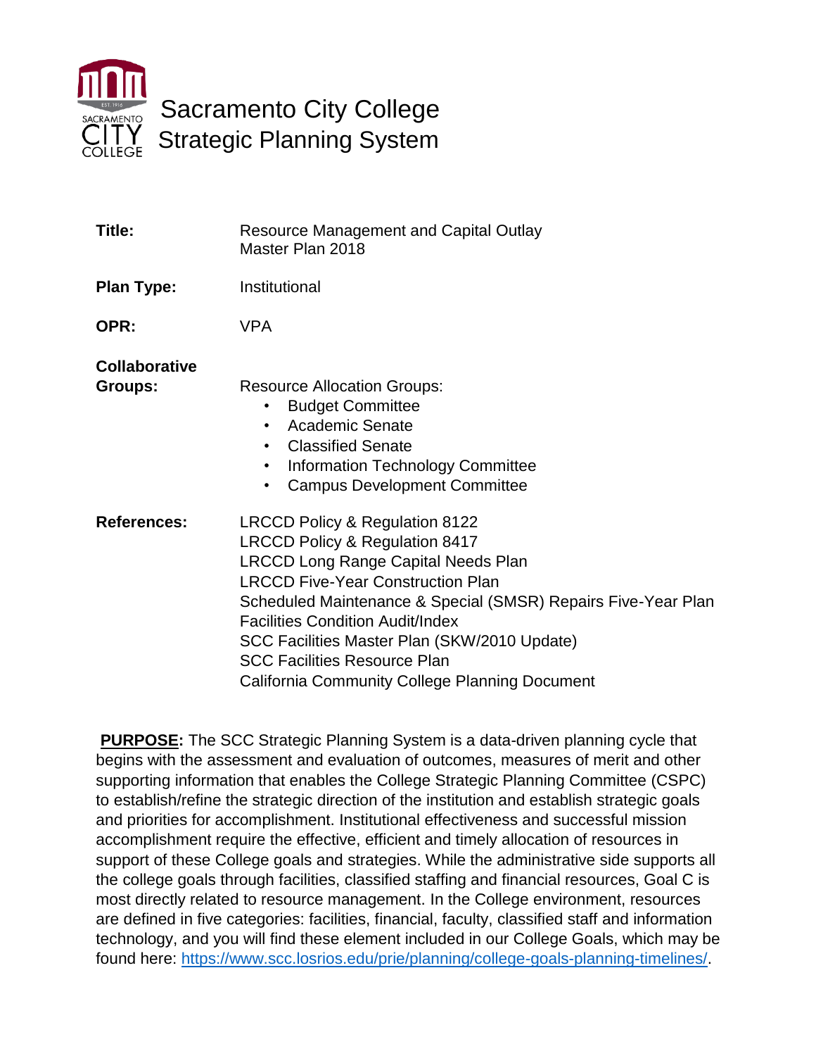# Sacramento City College Strategic Planning System

| | |
|---|---|
| **Title:** | Resource Management and Capital Outlay Master Plan 2018 |
| **Plan Type:** | Institutional |
| **OPR:** | VPA |
| **Collaborative Groups:** | Resource Allocation Groups:<br>• Budget Committee<br>• Academic Senate<br>• Classified Senate<br>• Information Technology Committee<br>• Campus Development Committee |
| **References:** | LRCCD Policy & Regulation 8122<br>LRCCD Policy & Regulation 8417<br>LRCCD Long Range Capital Needs Plan<br>LRCCD Five-Year Construction Plan<br>Scheduled Maintenance & Special (SMSR) Repairs Five-Year Plan<br>Facilities Condition Audit/Index<br>SCC Facilities Master Plan (SKW/2010 Update)<br>SCC Facilities Resource Plan<br>California Community College Planning Document |

**PURPOSE:** The SCC Strategic Planning System is a data-driven planning cycle that begins with the assessment and evaluation of outcomes, measures of merit and other supporting information that enables the College Strategic Planning Committee (CSPC) to establish/refine the strategic direction of the institution and establish strategic goals and priorities for accomplishment. Institutional effectiveness and successful mission accomplishment require the effective, efficient and timely allocation of resources in support of these College goals and strategies. While the administrative side supports all the college goals through facilities, classified staffing and financial resources, Goal C is most directly related to resource management. In the College environment, resources are defined in five categories: facilities, financial, faculty, classified staff and information technology, and you will find these element included in our College Goals, which may be found here: https://www.scc.losrios.edu/prie/planning/college-goals-planning-timelines/.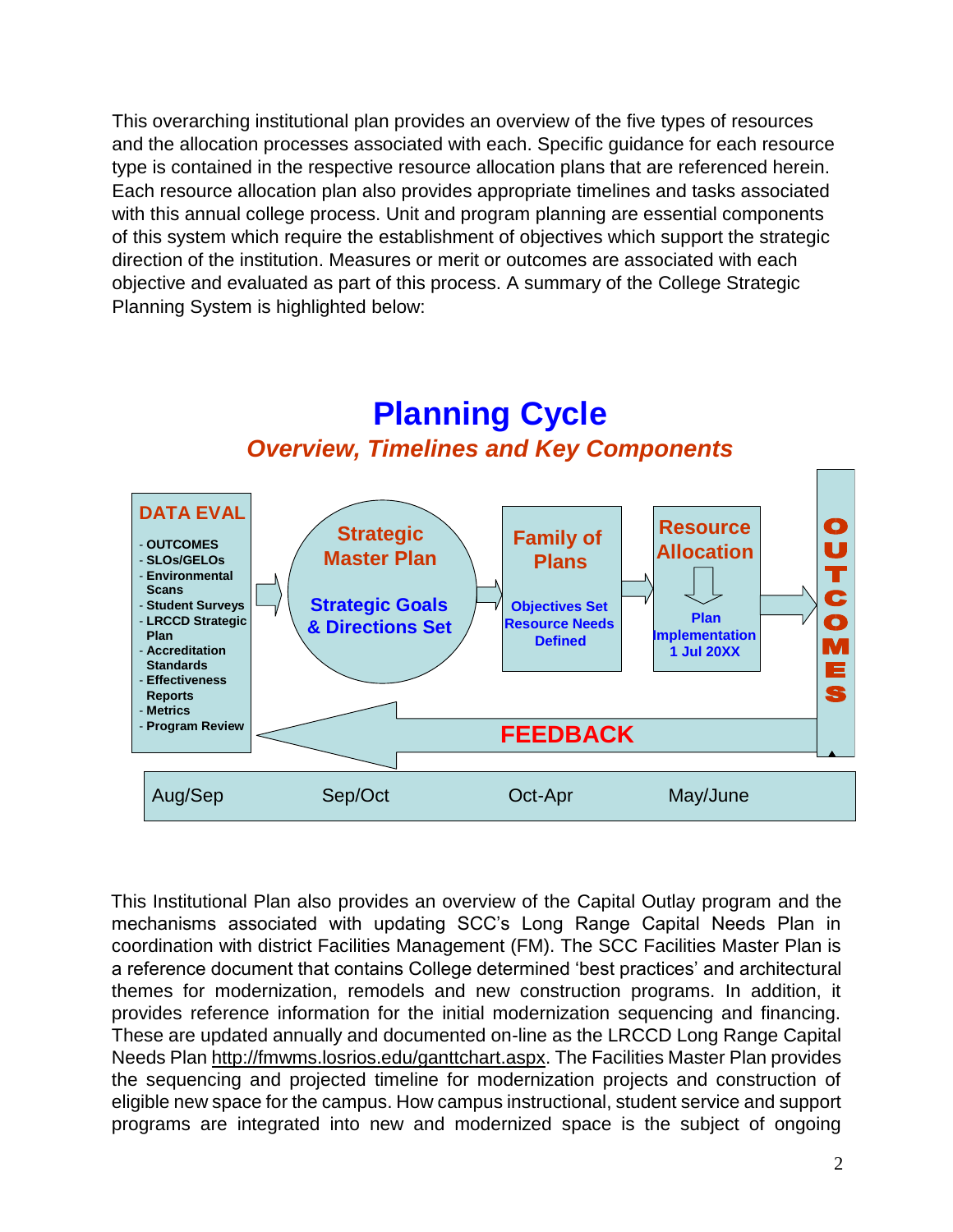This overarching institutional plan provides an overview of the five types of resources and the allocation processes associated with each. Specific guidance for each resource type is contained in the respective resource allocation plans that are referenced herein. Each resource allocation plan also provides appropriate timelines and tasks associated with this annual college process. Unit and program planning are essential components of this system which require the establishment of objectives which support the strategic direction of the institution. Measures or merit or outcomes are associated with each objective and evaluated as part of this process. A summary of the College Strategic Planning System is highlighted below:

## Planning Cycle

*Overview, Timelines and Key Components*

DATA EVAL
- OUTCOMES
- SLOs/GELOs
- Environmental Scans
- Student Surveys
- LRCCD Strategic Plan
- Accreditation Standards
- Effectiveness Reports
- Metrics
- Program Review

Strategic Master Plan

Strategic Goals & Directions Set

Family of Plans

Objectives Set
Resource Needs Defined

Resource Allocation

Plan Implementation
1 Jul 20XX

OUTCOMES

FEEDBACK

Aug/Sep
Sep/Oct
Oct-Apr
May/June

This Institutional Plan also provides an overview of the Capital Outlay program and the mechanisms associated with updating SCC's Long Range Capital Needs Plan in coordination with district Facilities Management (FM). The SCC Facilities Master Plan is a reference document that contains College determined 'best practices' and architectural themes for modernization, remodels and new construction programs. In addition, it provides reference information for the initial modernization sequencing and financing. These are updated annually and documented on-line as the LRCCD Long Range Capital Needs Plan http://fmwms.losrios.edu/ganttchart.aspx. The Facilities Master Plan provides the sequencing and projected timeline for modernization projects and construction of eligible new space for the campus. How campus instructional, student service and support programs are integrated into new and modernized space is the subject of ongoing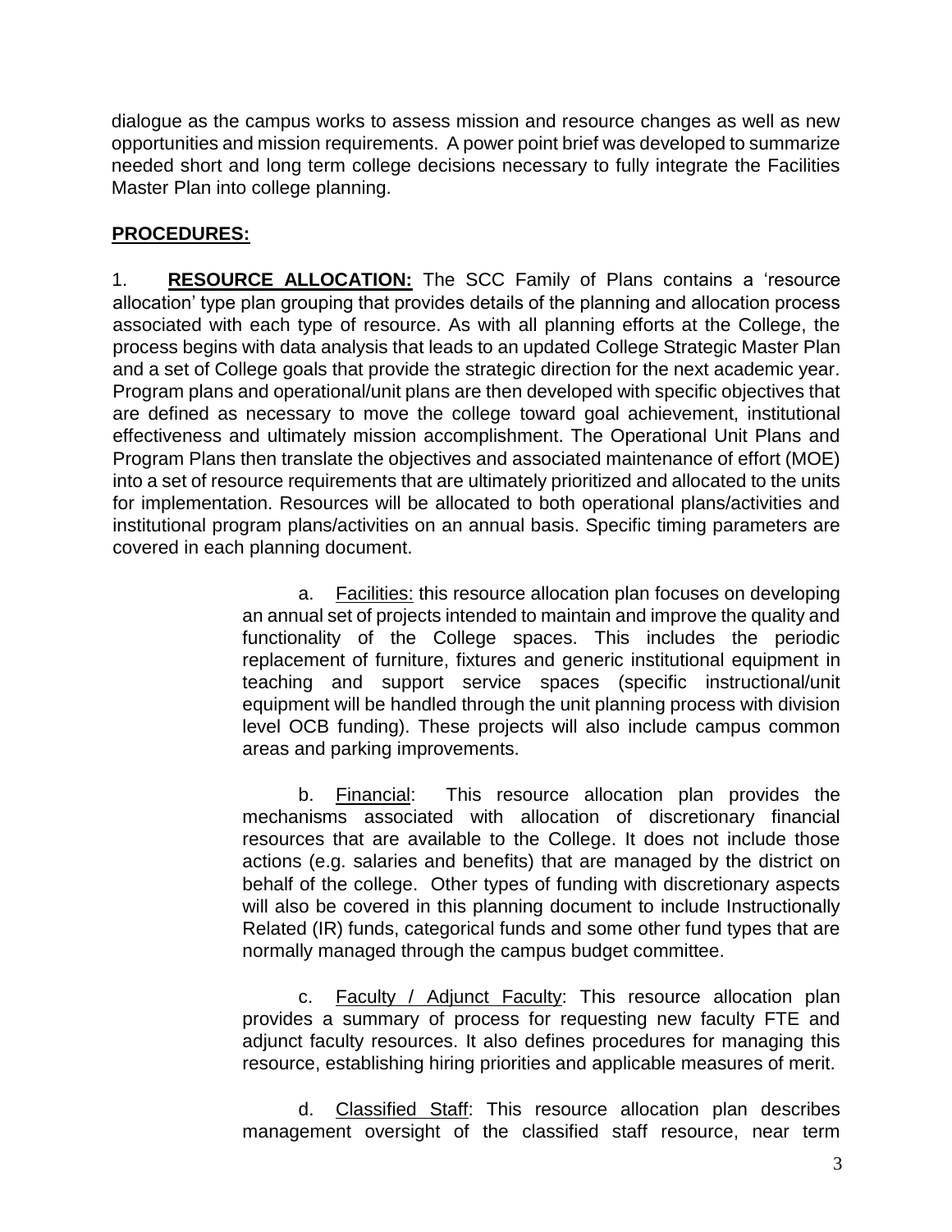dialogue as the campus works to assess mission and resource changes as well as new opportunities and mission requirements. A power point brief was developed to summarize needed short and long term college decisions necessary to fully integrate the Facilities Master Plan into college planning.

**PROCEDURES:**

1. **RESOURCE ALLOCATION:** The SCC Family of Plans contains a 'resource allocation' type plan grouping that provides details of the planning and allocation process associated with each type of resource. As with all planning efforts at the College, the process begins with data analysis that leads to an updated College Strategic Master Plan and a set of College goals that provide the strategic direction for the next academic year. Program plans and operational/unit plans are then developed with specific objectives that are defined as necessary to move the college toward goal achievement, institutional effectiveness and ultimately mission accomplishment. The Operational Unit Plans and Program Plans then translate the objectives and associated maintenance of effort (MOE) into a set of resource requirements that are ultimately prioritized and allocated to the units for implementation. Resources will be allocated to both operational plans/activities and institutional program plans/activities on an annual basis. Specific timing parameters are covered in each planning document.

   a. Facilities: this resource allocation plan focuses on developing an annual set of projects intended to maintain and improve the quality and functionality of the College spaces. This includes the periodic replacement of furniture, fixtures and generic institutional equipment in teaching and support service spaces (specific instructional/unit equipment will be handled through the unit planning process with division level OCB funding). These projects will also include campus common areas and parking improvements.

   b. Financial: This resource allocation plan provides the mechanisms associated with allocation of discretionary financial resources that are available to the College. It does not include those actions (e.g. salaries and benefits) that are managed by the district on behalf of the college. Other types of funding with discretionary aspects will also be covered in this planning document to include Instructionally Related (IR) funds, categorical funds and some other fund types that are normally managed through the campus budget committee.

   c. Faculty / Adjunct Faculty: This resource allocation plan provides a summary of process for requesting new faculty FTE and adjunct faculty resources. It also defines procedures for managing this resource, establishing hiring priorities and applicable measures of merit.

   d. Classified Staff: This resource allocation plan describes management oversight of the classified staff resource, near term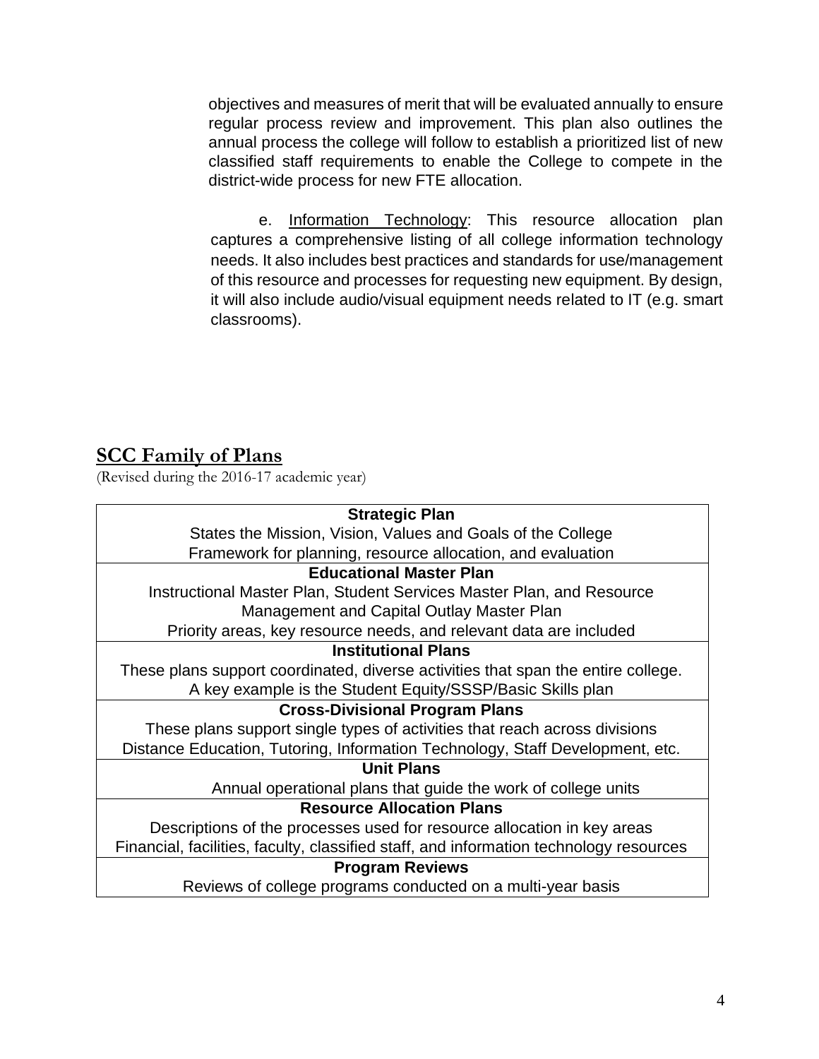objectives and measures of merit that will be evaluated annually to ensure regular process review and improvement. This plan also outlines the annual process the college will follow to establish a prioritized list of new classified staff requirements to enable the College to compete in the district-wide process for new FTE allocation.

e. Information Technology: This resource allocation plan captures a comprehensive listing of all college information technology needs. It also includes best practices and standards for use/management of this resource and processes for requesting new equipment. By design, it will also include audio/visual equipment needs related to IT (e.g. smart classrooms).

## SCC Family of Plans

(Revised during the 2016-17 academic year)

| |
|---|
| **Strategic Plan**<br>States the Mission, Vision, Values and Goals of the College<br>Framework for planning, resource allocation, and evaluation |
| **Educational Master Plan**<br>Instructional Master Plan, Student Services Master Plan, and Resource Management and Capital Outlay Master Plan<br>Priority areas, key resource needs, and relevant data are included |
| **Institutional Plans**<br>These plans support coordinated, diverse activities that span the entire college.<br>A key example is the Student Equity/SSSP/Basic Skills plan |
| **Cross-Divisional Program Plans**<br>These plans support single types of activities that reach across divisions<br>Distance Education, Tutoring, Information Technology, Staff Development, etc. |
| **Unit Plans**<br>Annual operational plans that guide the work of college units |
| **Resource Allocation Plans**<br>Descriptions of the processes used for resource allocation in key areas<br>Financial, facilities, faculty, classified staff, and information technology resources |
| **Program Reviews**<br>Reviews of college programs conducted on a multi-year basis |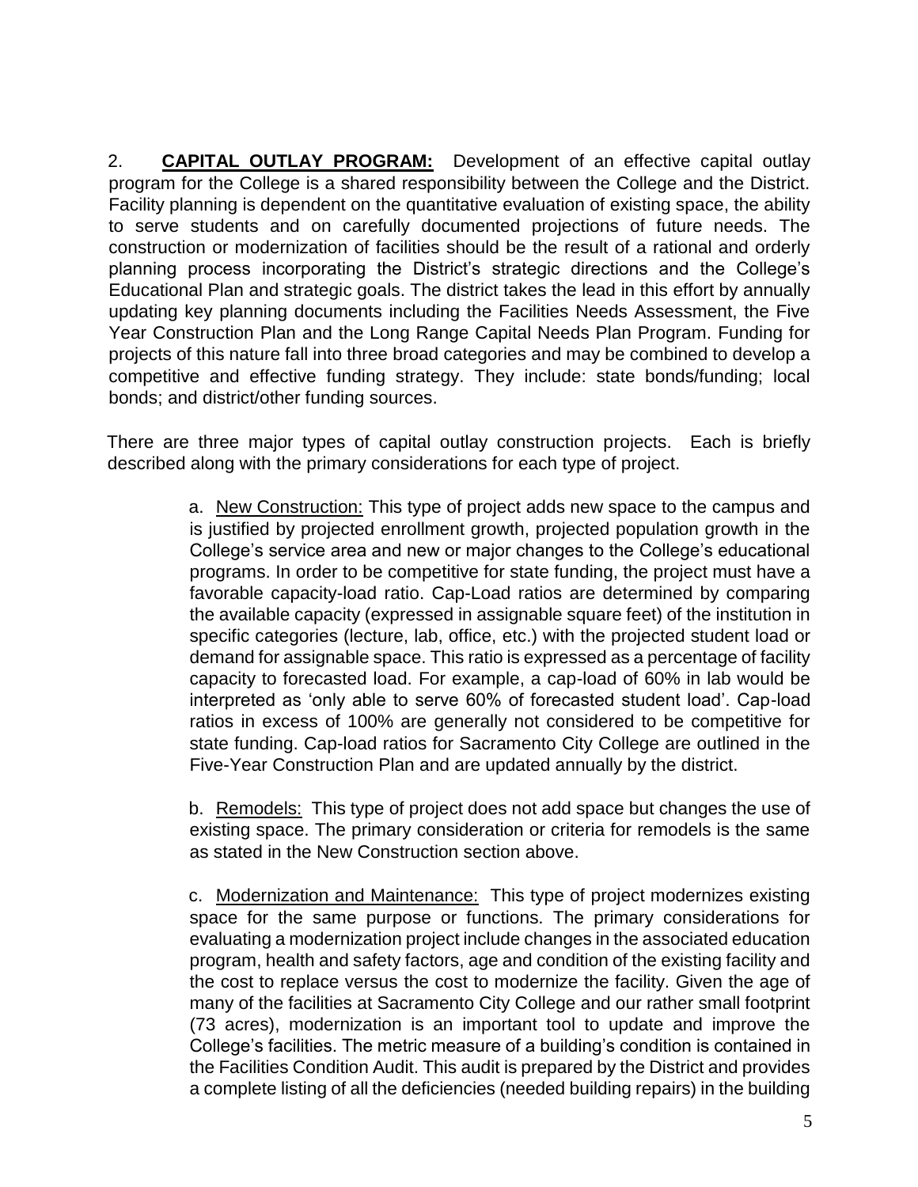2. **CAPITAL OUTLAY PROGRAM:** Development of an effective capital outlay program for the College is a shared responsibility between the College and the District. Facility planning is dependent on the quantitative evaluation of existing space, the ability to serve students and on carefully documented projections of future needs. The construction or modernization of facilities should be the result of a rational and orderly planning process incorporating the District's strategic directions and the College's Educational Plan and strategic goals. The district takes the lead in this effort by annually updating key planning documents including the Facilities Needs Assessment, the Five Year Construction Plan and the Long Range Capital Needs Plan Program. Funding for projects of this nature fall into three broad categories and may be combined to develop a competitive and effective funding strategy. They include: state bonds/funding; local bonds; and district/other funding sources.

There are three major types of capital outlay construction projects. Each is briefly described along with the primary considerations for each type of project.

a. <u>New Construction:</u> This type of project adds new space to the campus and is justified by projected enrollment growth, projected population growth in the College's service area and new or major changes to the College's educational programs. In order to be competitive for state funding, the project must have a favorable capacity-load ratio. Cap-Load ratios are determined by comparing the available capacity (expressed in assignable square feet) of the institution in specific categories (lecture, lab, office, etc.) with the projected student load or demand for assignable space. This ratio is expressed as a percentage of facility capacity to forecasted load. For example, a cap-load of 60% in lab would be interpreted as 'only able to serve 60% of forecasted student load'. Cap-load ratios in excess of 100% are generally not considered to be competitive for state funding. Cap-load ratios for Sacramento City College are outlined in the Five-Year Construction Plan and are updated annually by the district.

b. <u>Remodels:</u> This type of project does not add space but changes the use of existing space. The primary consideration or criteria for remodels is the same as stated in the New Construction section above.

c. <u>Modernization and Maintenance:</u> This type of project modernizes existing space for the same purpose or functions. The primary considerations for evaluating a modernization project include changes in the associated education program, health and safety factors, age and condition of the existing facility and the cost to replace versus the cost to modernize the facility. Given the age of many of the facilities at Sacramento City College and our rather small footprint (73 acres), modernization is an important tool to update and improve the College's facilities. The metric measure of a building's condition is contained in the Facilities Condition Audit. This audit is prepared by the District and provides a complete listing of all the deficiencies (needed building repairs) in the building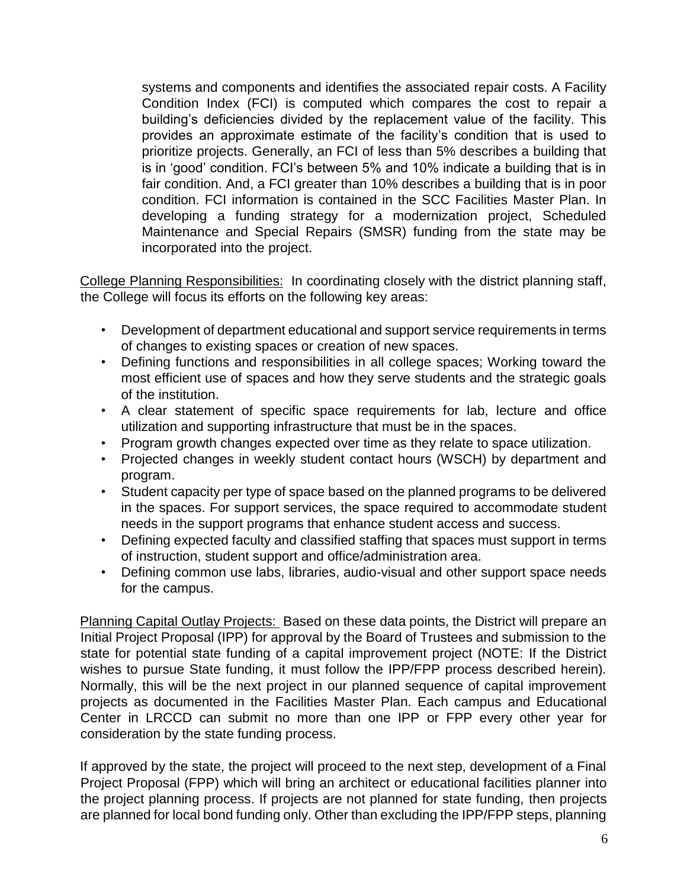systems and components and identifies the associated repair costs. A Facility Condition Index (FCI) is computed which compares the cost to repair a building's deficiencies divided by the replacement value of the facility. This provides an approximate estimate of the facility's condition that is used to prioritize projects. Generally, an FCI of less than 5% describes a building that is in 'good' condition. FCI's between 5% and 10% indicate a building that is in fair condition. And, a FCI greater than 10% describes a building that is in poor condition. FCI information is contained in the SCC Facilities Master Plan. In developing a funding strategy for a modernization project, Scheduled Maintenance and Special Repairs (SMSR) funding from the state may be incorporated into the project.

<u>College Planning Responsibilities:</u> In coordinating closely with the district planning staff, the College will focus its efforts on the following key areas:

- Development of department educational and support service requirements in terms of changes to existing spaces or creation of new spaces.
- Defining functions and responsibilities in all college spaces; Working toward the most efficient use of spaces and how they serve students and the strategic goals of the institution.
- A clear statement of specific space requirements for lab, lecture and office utilization and supporting infrastructure that must be in the spaces.
- Program growth changes expected over time as they relate to space utilization.
- Projected changes in weekly student contact hours (WSCH) by department and program.
- Student capacity per type of space based on the planned programs to be delivered in the spaces. For support services, the space required to accommodate student needs in the support programs that enhance student access and success.
- Defining expected faculty and classified staffing that spaces must support in terms of instruction, student support and office/administration area.
- Defining common use labs, libraries, audio-visual and other support space needs for the campus.

<u>Planning Capital Outlay Projects:</u> Based on these data points, the District will prepare an Initial Project Proposal (IPP) for approval by the Board of Trustees and submission to the state for potential state funding of a capital improvement project (NOTE: If the District wishes to pursue State funding, it must follow the IPP/FPP process described herein). Normally, this will be the next project in our planned sequence of capital improvement projects as documented in the Facilities Master Plan. Each campus and Educational Center in LRCCD can submit no more than one IPP or FPP every other year for consideration by the state funding process.

If approved by the state, the project will proceed to the next step, development of a Final Project Proposal (FPP) which will bring an architect or educational facilities planner into the project planning process. If projects are not planned for state funding, then projects are planned for local bond funding only. Other than excluding the IPP/FPP steps, planning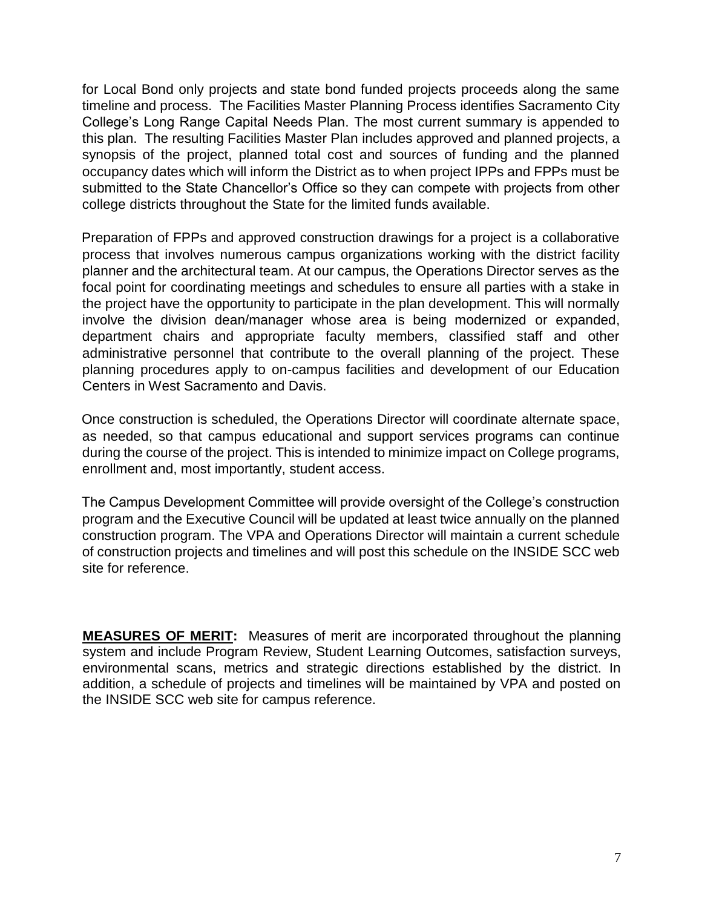for Local Bond only projects and state bond funded projects proceeds along the same timeline and process. The Facilities Master Planning Process identifies Sacramento City College's Long Range Capital Needs Plan. The most current summary is appended to this plan. The resulting Facilities Master Plan includes approved and planned projects, a synopsis of the project, planned total cost and sources of funding and the planned occupancy dates which will inform the District as to when project IPPs and FPPs must be submitted to the State Chancellor's Office so they can compete with projects from other college districts throughout the State for the limited funds available.

Preparation of FPPs and approved construction drawings for a project is a collaborative process that involves numerous campus organizations working with the district facility planner and the architectural team. At our campus, the Operations Director serves as the focal point for coordinating meetings and schedules to ensure all parties with a stake in the project have the opportunity to participate in the plan development. This will normally involve the division dean/manager whose area is being modernized or expanded, department chairs and appropriate faculty members, classified staff and other administrative personnel that contribute to the overall planning of the project. These planning procedures apply to on-campus facilities and development of our Education Centers in West Sacramento and Davis.

Once construction is scheduled, the Operations Director will coordinate alternate space, as needed, so that campus educational and support services programs can continue during the course of the project. This is intended to minimize impact on College programs, enrollment and, most importantly, student access.

The Campus Development Committee will provide oversight of the College's construction program and the Executive Council will be updated at least twice annually on the planned construction program. The VPA and Operations Director will maintain a current schedule of construction projects and timelines and will post this schedule on the INSIDE SCC web site for reference.

**MEASURES OF MERIT:** Measures of merit are incorporated throughout the planning system and include Program Review, Student Learning Outcomes, satisfaction surveys, environmental scans, metrics and strategic directions established by the district. In addition, a schedule of projects and timelines will be maintained by VPA and posted on the INSIDE SCC web site for campus reference.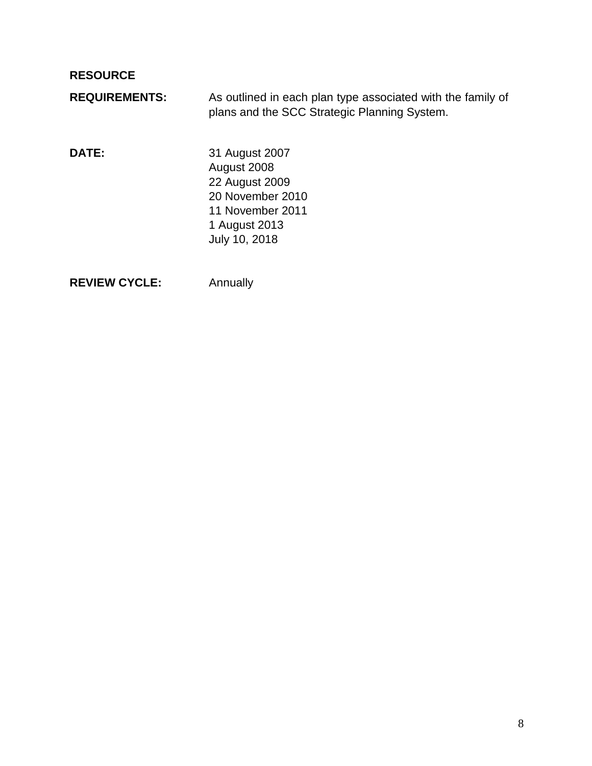**RESOURCE REQUIREMENTS:** As outlined in each plan type associated with the family of plans and the SCC Strategic Planning System.

**DATE:** 31 August 2007
August 2008
22 August 2009
20 November 2010
11 November 2011
1 August 2013
July 10, 2018

**REVIEW CYCLE:** Annually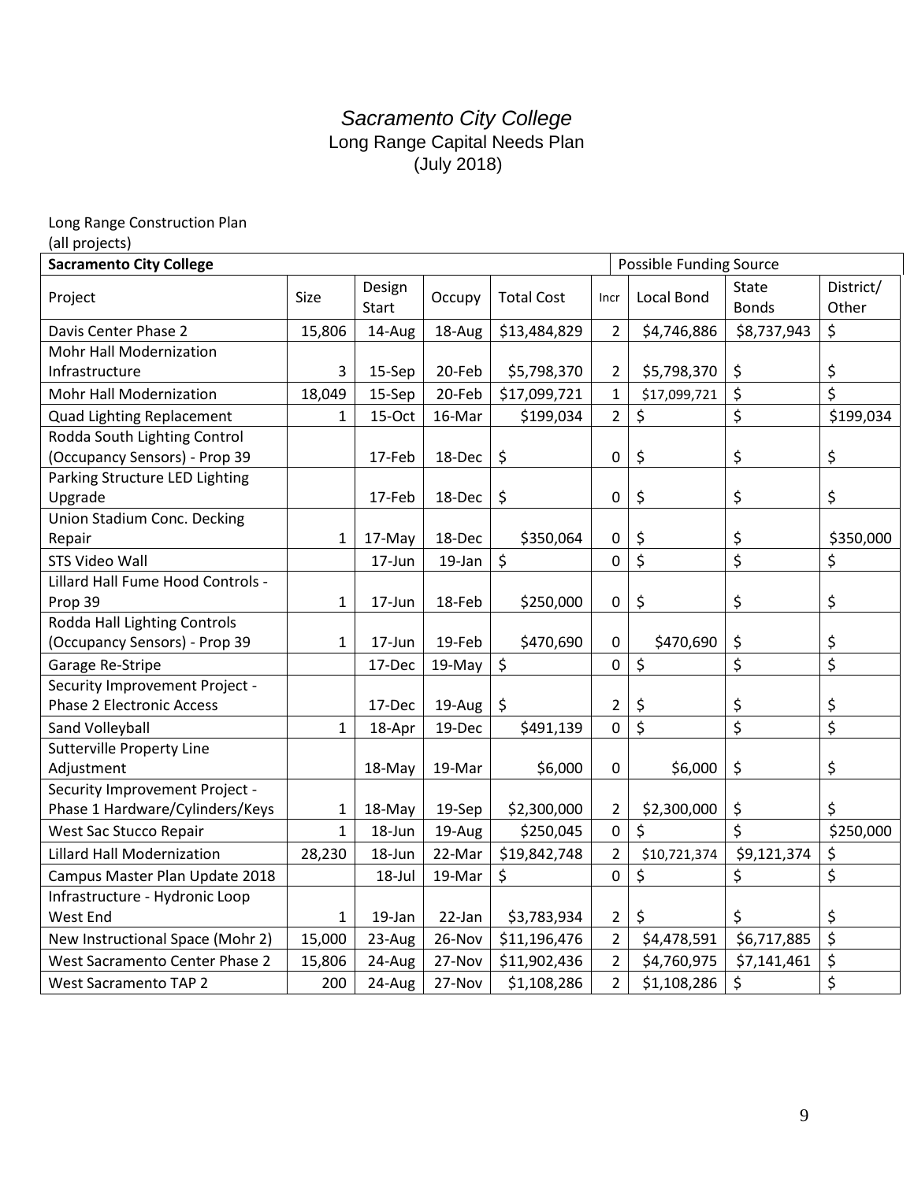# *Sacramento City College*

Long Range Capital Needs Plan
(July 2018)

Long Range Construction Plan
(all projects)

| **Sacramento City College** | | | | | | Possible Funding Source | | |
|---|---|---|---|---|---|---|---|---|
| Project | Size | Design Start | Occupy | Total Cost | Incr | Local Bond | State Bonds | District/ Other |
| Davis Center Phase 2 | 15,806 | 14-Aug | 18-Aug | $13,484,829 | 2 | $4,746,886 | $8,737,943 | $ |
| Mohr Hall Modernization Infrastructure | 3 | 15-Sep | 20-Feb | $5,798,370 | 2 | $5,798,370 | $ | $ |
| Mohr Hall Modernization | 18,049 | 15-Sep | 20-Feb | $17,099,721 | 1 | $17,099,721 | $ | $ |
| Quad Lighting Replacement | 1 | 15-Oct | 16-Mar | $199,034 | 2 | $ | $ | $199,034 |
| Rodda South Lighting Control (Occupancy Sensors) - Prop 39 | | 17-Feb | 18-Dec | $ | 0 | $ | $ | $ |
| Parking Structure LED Lighting Upgrade | | 17-Feb | 18-Dec | $ | 0 | $ | $ | $ |
| Union Stadium Conc. Decking Repair | 1 | 17-May | 18-Dec | $350,064 | 0 | $ | $ | $350,000 |
| STS Video Wall | | 17-Jun | 19-Jan | $ | 0 | $ | $ | $ |
| Lillard Hall Fume Hood Controls - Prop 39 | 1 | 17-Jun | 18-Feb | $250,000 | 0 | $ | $ | $ |
| Rodda Hall Lighting Controls (Occupancy Sensors) - Prop 39 | 1 | 17-Jun | 19-Feb | $470,690 | 0 | $470,690 | $ | $ |
| Garage Re-Stripe | | 17-Dec | 19-May | $ | 0 | $ | $ | $ |
| Security Improvement Project - Phase 2 Electronic Access | | 17-Dec | 19-Aug | $ | 2 | $ | $ | $ |
| Sand Volleyball | 1 | 18-Apr | 19-Dec | $491,139 | 0 | $ | $ | $ |
| Sutterville Property Line Adjustment | | 18-May | 19-Mar | $6,000 | 0 | $6,000 | $ | $ |
| Security Improvement Project - Phase 1 Hardware/Cylinders/Keys | 1 | 18-May | 19-Sep | $2,300,000 | 2 | $2,300,000 | $ | $ |
| West Sac Stucco Repair | 1 | 18-Jun | 19-Aug | $250,045 | 0 | $ | $ | $250,000 |
| Lillard Hall Modernization | 28,230 | 18-Jun | 22-Mar | $19,842,748 | 2 | $10,721,374 | $9,121,374 | $ |
| Campus Master Plan Update 2018 | | 18-Jul | 19-Mar | $ | 0 | $ | $ | $ |
| Infrastructure - Hydronic Loop West End | 1 | 19-Jan | 22-Jan | $3,783,934 | 2 | $ | $ | $ |
| New Instructional Space (Mohr 2) | 15,000 | 23-Aug | 26-Nov | $11,196,476 | 2 | $4,478,591 | $6,717,885 | $ |
| West Sacramento Center Phase 2 | 15,806 | 24-Aug | 27-Nov | $11,902,436 | 2 | $4,760,975 | $7,141,461 | $ |
| West Sacramento TAP 2 | 200 | 24-Aug | 27-Nov | $1,108,286 | 2 | $1,108,286 | $ | $ |